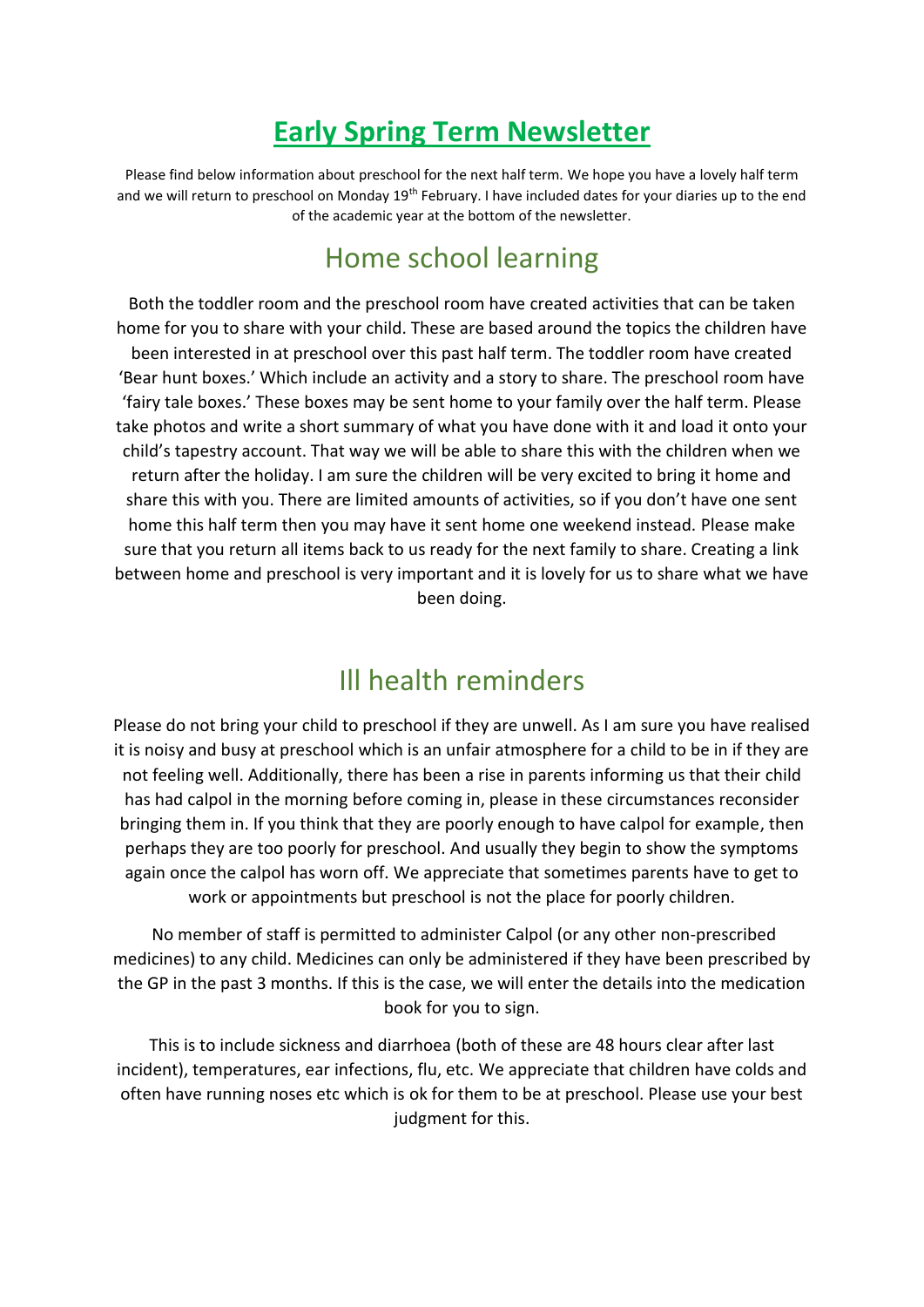# Early Spring Term Newsletter

Please find below information about preschool for the next half term. We hope you have a lovely half term and we will return to preschool on Monday 19th February. I have included dates for your diaries up to the end of the academic year at the bottom of the newsletter.

## Home school learning

Both the toddler room and the preschool room have created activities that can be taken home for you to share with your child. These are based around the topics the children have been interested in at preschool over this past half term. The toddler room have created 'Bear hunt boxes.' Which include an activity and a story to share. The preschool room have 'fairy tale boxes.' These boxes may be sent home to your family over the half term. Please take photos and write a short summary of what you have done with it and load it onto your child's tapestry account. That way we will be able to share this with the children when we return after the holiday. I am sure the children will be very excited to bring it home and share this with you. There are limited amounts of activities, so if you don't have one sent home this half term then you may have it sent home one weekend instead. Please make sure that you return all items back to us ready for the next family to share. Creating a link between home and preschool is very important and it is lovely for us to share what we have been doing.

## Ill health reminders

Please do not bring your child to preschool if they are unwell. As I am sure you have realised it is noisy and busy at preschool which is an unfair atmosphere for a child to be in if they are not feeling well. Additionally, there has been a rise in parents informing us that their child has had calpol in the morning before coming in, please in these circumstances reconsider bringing them in. If you think that they are poorly enough to have calpol for example, then perhaps they are too poorly for preschool. And usually they begin to show the symptoms again once the calpol has worn off. We appreciate that sometimes parents have to get to work or appointments but preschool is not the place for poorly children.

No member of staff is permitted to administer Calpol (or any other non-prescribed medicines) to any child. Medicines can only be administered if they have been prescribed by the GP in the past 3 months. If this is the case, we will enter the details into the medication book for you to sign.

This is to include sickness and diarrhoea (both of these are 48 hours clear after last incident), temperatures, ear infections, flu, etc. We appreciate that children have colds and often have running noses etc which is ok for them to be at preschool. Please use your best judgment for this.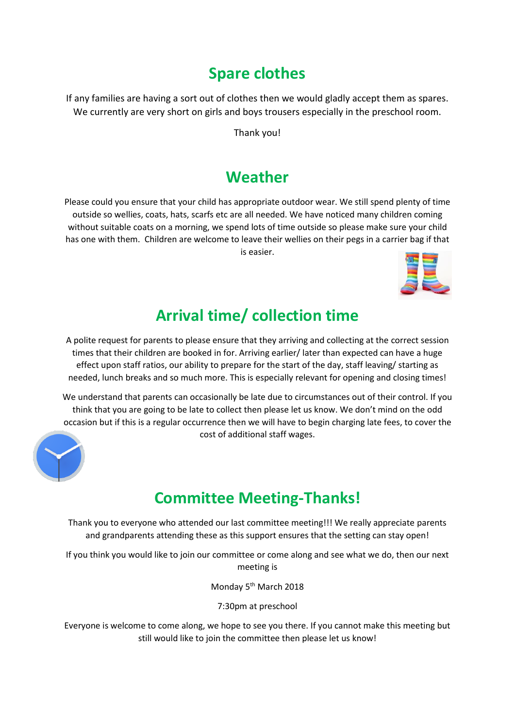## Spare clothes

If any families are having a sort out of clothes then we would gladly accept them as spares. We currently are very short on girls and boys trousers especially in the preschool room.

Thank you!

## Weather

Please could you ensure that your child has appropriate outdoor wear. We still spend plenty of time outside so wellies, coats, hats, scarfs etc are all needed. We have noticed many children coming without suitable coats on a morning, we spend lots of time outside so please make sure your child has one with them. Children are welcome to leave their wellies on their pegs in a carrier bag if that is easier.

## Arrival time/ collection time

A polite request for parents to please ensure that they arriving and collecting at the correct session times that their children are booked in for. Arriving earlier/ later than expected can have a huge effect upon staff ratios, our ability to prepare for the start of the day, staff leaving/ starting as needed, lunch breaks and so much more. This is especially relevant for opening and closing times!

We understand that parents can occasionally be late due to circumstances out of their control. If you think that you are going to be late to collect then please let us know. We don't mind on the odd occasion but if this is a regular occurrence then we will have to begin charging late fees, to cover the cost of additional staff wages.

## Committee Meeting-Thanks!

Thank you to everyone who attended our last committee meeting!!! We really appreciate parents and grandparents attending these as this support ensures that the setting can stay open!

If you think you would like to join our committee or come along and see what we do, then our next meeting is

Monday 5th March 2018

7:30pm at preschool

Everyone is welcome to come along, we hope to see you there. If you cannot make this meeting but still would like to join the committee then please let us know!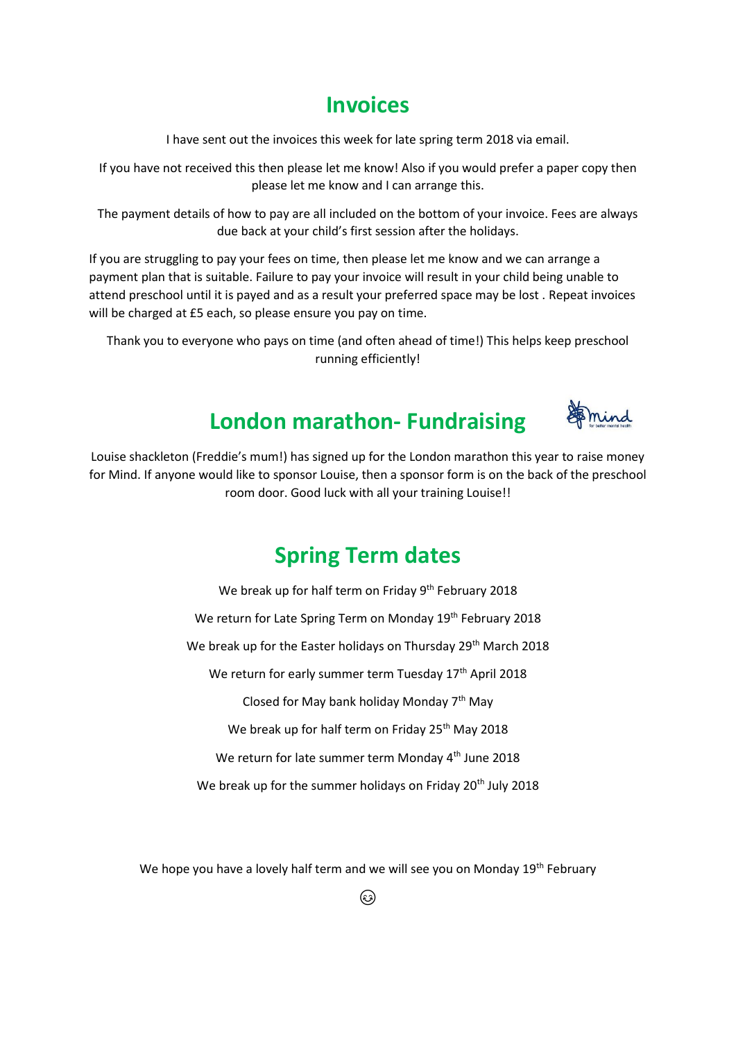## Invoices

I have sent out the invoices this week for late spring term 2018 via email.

If you have not received this then please let me know! Also if you would prefer a paper copy then please let me know and I can arrange this.

The payment details of how to pay are all included on the bottom of your invoice. Fees are always due back at your child's first session after the holidays.

If you are struggling to pay your fees on time, then please let me know and we can arrange a payment plan that is suitable. Failure to pay your invoice will result in your child being unable to attend preschool until it is payed and as a result your preferred space may be lost . Repeat invoices will be charged at £5 each, so please ensure you pay on time.

Thank you to everyone who pays on time (and often ahead of time!) This helps keep preschool running efficiently!

## London marathon- Fundraising

Louise shackleton (Freddie's mum!) has signed up for the London marathon this year to raise money for Mind. If anyone would like to sponsor Louise, then a sponsor form is on the back of the preschool room door. Good luck with all your training Louise!!

## Spring Term dates

We break up for half term on Friday 9th February 2018

We return for Late Spring Term on Monday 19th February 2018

We break up for the Easter holidays on Thursday 29th March 2018

We return for early summer term Tuesday 17th April 2018

Closed for May bank holiday Monday 7th May

We break up for half term on Friday 25th May 2018

We return for late summer term Monday 4th June 2018

We break up for the summer holidays on Friday 20th July 2018

We hope you have a lovely half term and we will see you on Monday 19th February

☺